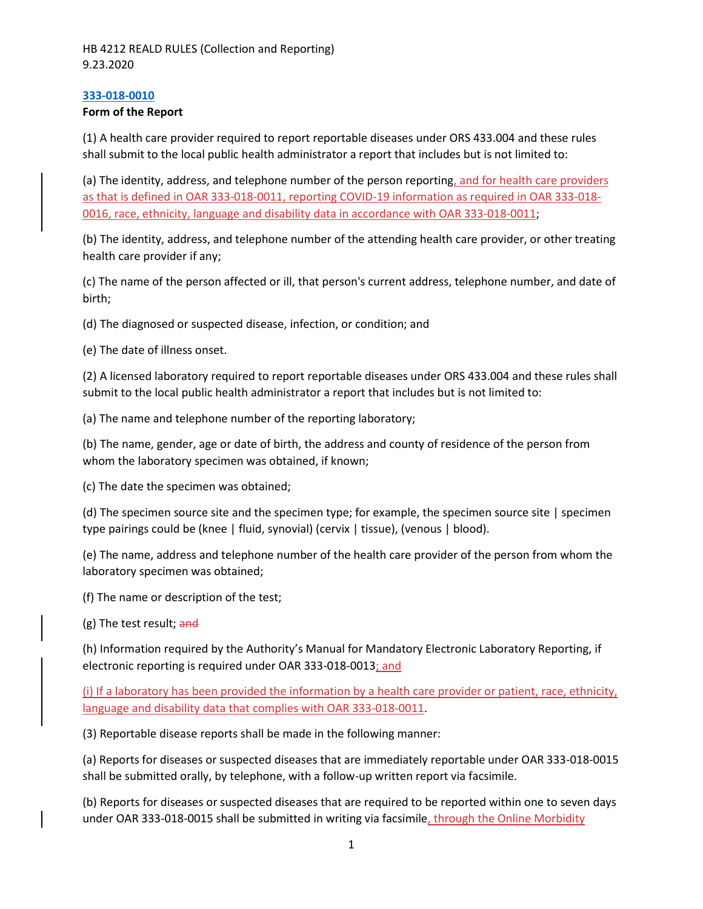HB 4212 REALD RULES (Collection and Reporting)
9.23.2020

**333-018-0010**

**Form of the Report**

(1) A health care provider required to report reportable diseases under ORS 433.004 and these rules shall submit to the local public health administrator a report that includes but is not limited to:

(a) The identity, address, and telephone number of the person reporting, and for health care providers as that is defined in OAR 333-018-0011, reporting COVID-19 information as required in OAR 333-018-0016, race, ethnicity, language and disability data in accordance with OAR 333-018-0011;

(b) The identity, address, and telephone number of the attending health care provider, or other treating health care provider if any;

(c) The name of the person affected or ill, that person's current address, telephone number, and date of birth;

(d) The diagnosed or suspected disease, infection, or condition; and

(e) The date of illness onset.

(2) A licensed laboratory required to report reportable diseases under ORS 433.004 and these rules shall submit to the local public health administrator a report that includes but is not limited to:

(a) The name and telephone number of the reporting laboratory;

(b) The name, gender, age or date of birth, the address and county of residence of the person from whom the laboratory specimen was obtained, if known;

(c) The date the specimen was obtained;

(d) The specimen source site and the specimen type; for example, the specimen source site | specimen type pairings could be (knee | fluid, synovial) (cervix | tissue), (venous | blood).

(e) The name, address and telephone number of the health care provider of the person from whom the laboratory specimen was obtained;

(f) The name or description of the test;

(g) The test result; ~~and~~

(h) Information required by the Authority's Manual for Mandatory Electronic Laboratory Reporting, if electronic reporting is required under OAR 333-018-0013; and

(i) If a laboratory has been provided the information by a health care provider or patient, race, ethnicity, language and disability data that complies with OAR 333-018-0011.

(3) Reportable disease reports shall be made in the following manner:

(a) Reports for diseases or suspected diseases that are immediately reportable under OAR 333-018-0015 shall be submitted orally, by telephone, with a follow-up written report via facsimile.

(b) Reports for diseases or suspected diseases that are required to be reported within one to seven days under OAR 333-018-0015 shall be submitted in writing via facsimile, through the Online Morbidity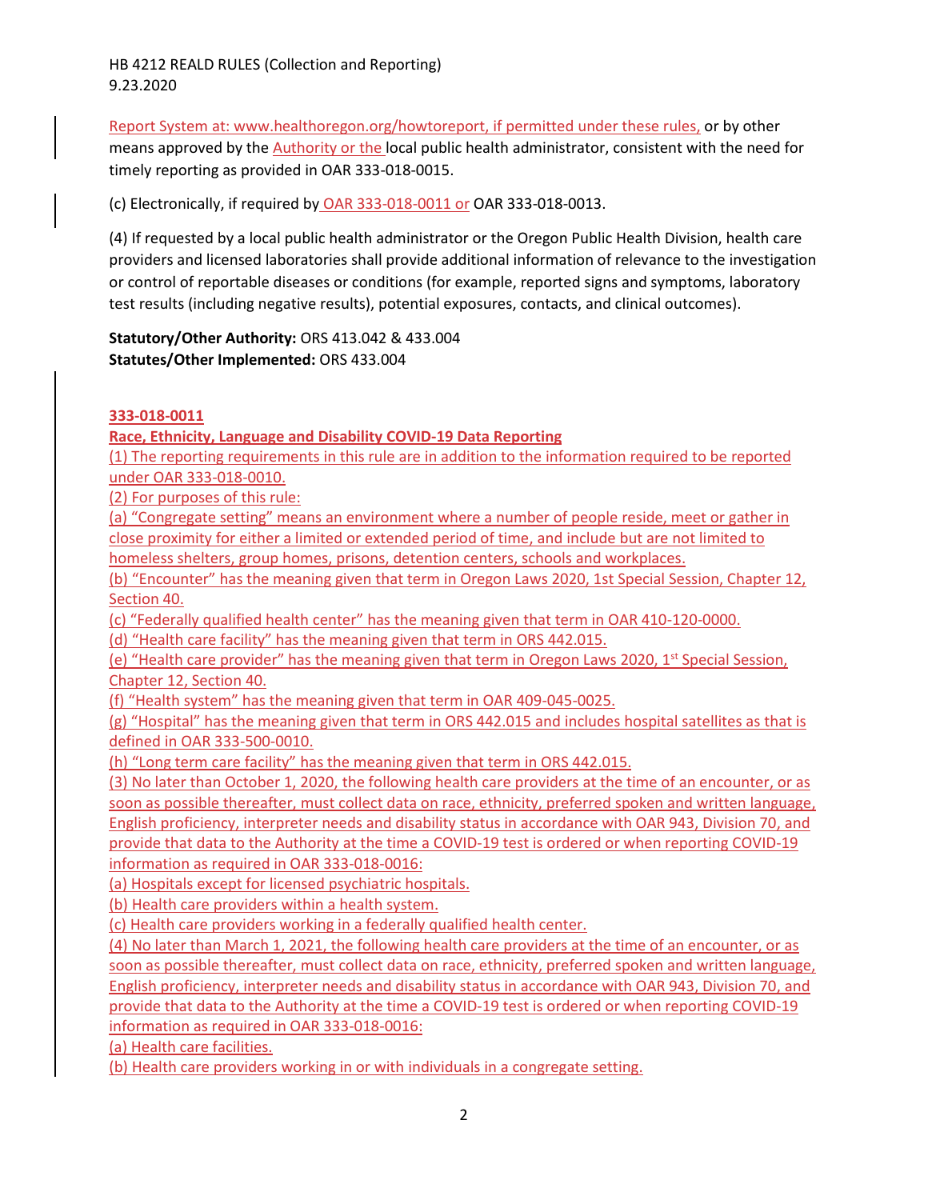Report System at: www.healthoregon.org/howtoreport, if permitted under these rules, or by other means approved by the Authority or the local public health administrator, consistent with the need for timely reporting as provided in OAR 333-018-0015.

(c) Electronically, if required by OAR 333-018-0011 or OAR 333-018-0013.

(4) If requested by a local public health administrator or the Oregon Public Health Division, health care providers and licensed laboratories shall provide additional information of relevance to the investigation or control of reportable diseases or conditions (for example, reported signs and symptoms, laboratory test results (including negative results), potential exposures, contacts, and clinical outcomes).

**Statutory/Other Authority:** ORS 413.042 & 433.004
**Statutes/Other Implemented:** ORS 433.004

**333-018-0011**

**Race, Ethnicity, Language and Disability COVID-19 Data Reporting**

(1) The reporting requirements in this rule are in addition to the information required to be reported under OAR 333-018-0010.

(2) For purposes of this rule:

(a) "Congregate setting" means an environment where a number of people reside, meet or gather in close proximity for either a limited or extended period of time, and include but are not limited to homeless shelters, group homes, prisons, detention centers, schools and workplaces.

(b) "Encounter" has the meaning given that term in Oregon Laws 2020, 1st Special Session, Chapter 12, Section 40.

(c) "Federally qualified health center" has the meaning given that term in OAR 410-120-0000.

(d) "Health care facility" has the meaning given that term in ORS 442.015.

(e) "Health care provider" has the meaning given that term in Oregon Laws 2020, 1st Special Session, Chapter 12, Section 40.

(f) "Health system" has the meaning given that term in OAR 409-045-0025.

(g) "Hospital" has the meaning given that term in ORS 442.015 and includes hospital satellites as that is defined in OAR 333-500-0010.

(h) "Long term care facility" has the meaning given that term in ORS 442.015.

(3) No later than October 1, 2020, the following health care providers at the time of an encounter, or as soon as possible thereafter, must collect data on race, ethnicity, preferred spoken and written language, English proficiency, interpreter needs and disability status in accordance with OAR 943, Division 70, and provide that data to the Authority at the time a COVID-19 test is ordered or when reporting COVID-19 information as required in OAR 333-018-0016:

(a) Hospitals except for licensed psychiatric hospitals.

(b) Health care providers within a health system.

(c) Health care providers working in a federally qualified health center.

(4) No later than March 1, 2021, the following health care providers at the time of an encounter, or as soon as possible thereafter, must collect data on race, ethnicity, preferred spoken and written language, English proficiency, interpreter needs and disability status in accordance with OAR 943, Division 70, and provide that data to the Authority at the time a COVID-19 test is ordered or when reporting COVID-19 information as required in OAR 333-018-0016:

(a) Health care facilities.

(b) Health care providers working in or with individuals in a congregate setting.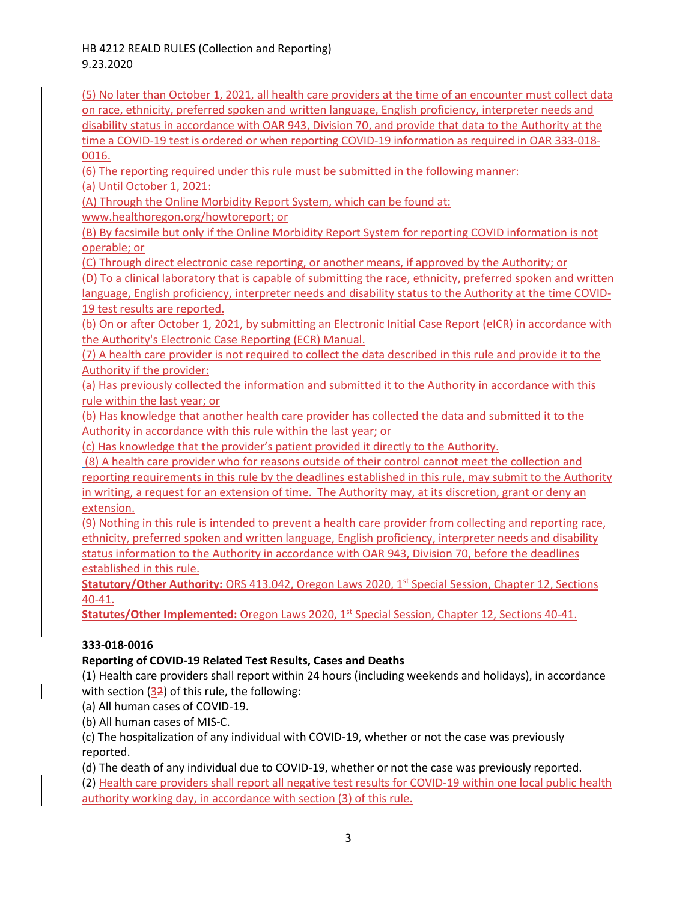(5) No later than October 1, 2021, all health care providers at the time of an encounter must collect data on race, ethnicity, preferred spoken and written language, English proficiency, interpreter needs and disability status in accordance with OAR 943, Division 70, and provide that data to the Authority at the time a COVID-19 test is ordered or when reporting COVID-19 information as required in OAR 333-018-0016.

(6) The reporting required under this rule must be submitted in the following manner:

(a) Until October 1, 2021:

(A) Through the Online Morbidity Report System, which can be found at: www.healthoregon.org/howtoreport; or

(B) By facsimile but only if the Online Morbidity Report System for reporting COVID information is not operable; or

(C) Through direct electronic case reporting, or another means, if approved by the Authority; or

(D) To a clinical laboratory that is capable of submitting the race, ethnicity, preferred spoken and written language, English proficiency, interpreter needs and disability status to the Authority at the time COVID-19 test results are reported.

(b) On or after October 1, 2021, by submitting an Electronic Initial Case Report (eICR) in accordance with the Authority's Electronic Case Reporting (ECR) Manual.

(7) A health care provider is not required to collect the data described in this rule and provide it to the Authority if the provider:

(a) Has previously collected the information and submitted it to the Authority in accordance with this rule within the last year; or

(b) Has knowledge that another health care provider has collected the data and submitted it to the Authority in accordance with this rule within the last year; or

(c) Has knowledge that the provider's patient provided it directly to the Authority.

(8) A health care provider who for reasons outside of their control cannot meet the collection and reporting requirements in this rule by the deadlines established in this rule, may submit to the Authority in writing, a request for an extension of time. The Authority may, at its discretion, grant or deny an extension.

(9) Nothing in this rule is intended to prevent a health care provider from collecting and reporting race, ethnicity, preferred spoken and written language, English proficiency, interpreter needs and disability status information to the Authority in accordance with OAR 943, Division 70, before the deadlines established in this rule.

**Statutory/Other Authority:** ORS 413.042, Oregon Laws 2020, 1st Special Session, Chapter 12, Sections 40-41.

**Statutes/Other Implemented:** Oregon Laws 2020, 1st Special Session, Chapter 12, Sections 40-41.

**333-018-0016**

**Reporting of COVID-19 Related Test Results, Cases and Deaths**

(1) Health care providers shall report within 24 hours (including weekends and holidays), in accordance with section (~~2~~3) of this rule, the following:

(a) All human cases of COVID-19.

(b) All human cases of MIS-C.

(c) The hospitalization of any individual with COVID-19, whether or not the case was previously reported.

(d) The death of any individual due to COVID-19, whether or not the case was previously reported.

(2) Health care providers shall report all negative test results for COVID-19 within one local public health authority working day, in accordance with section (3) of this rule.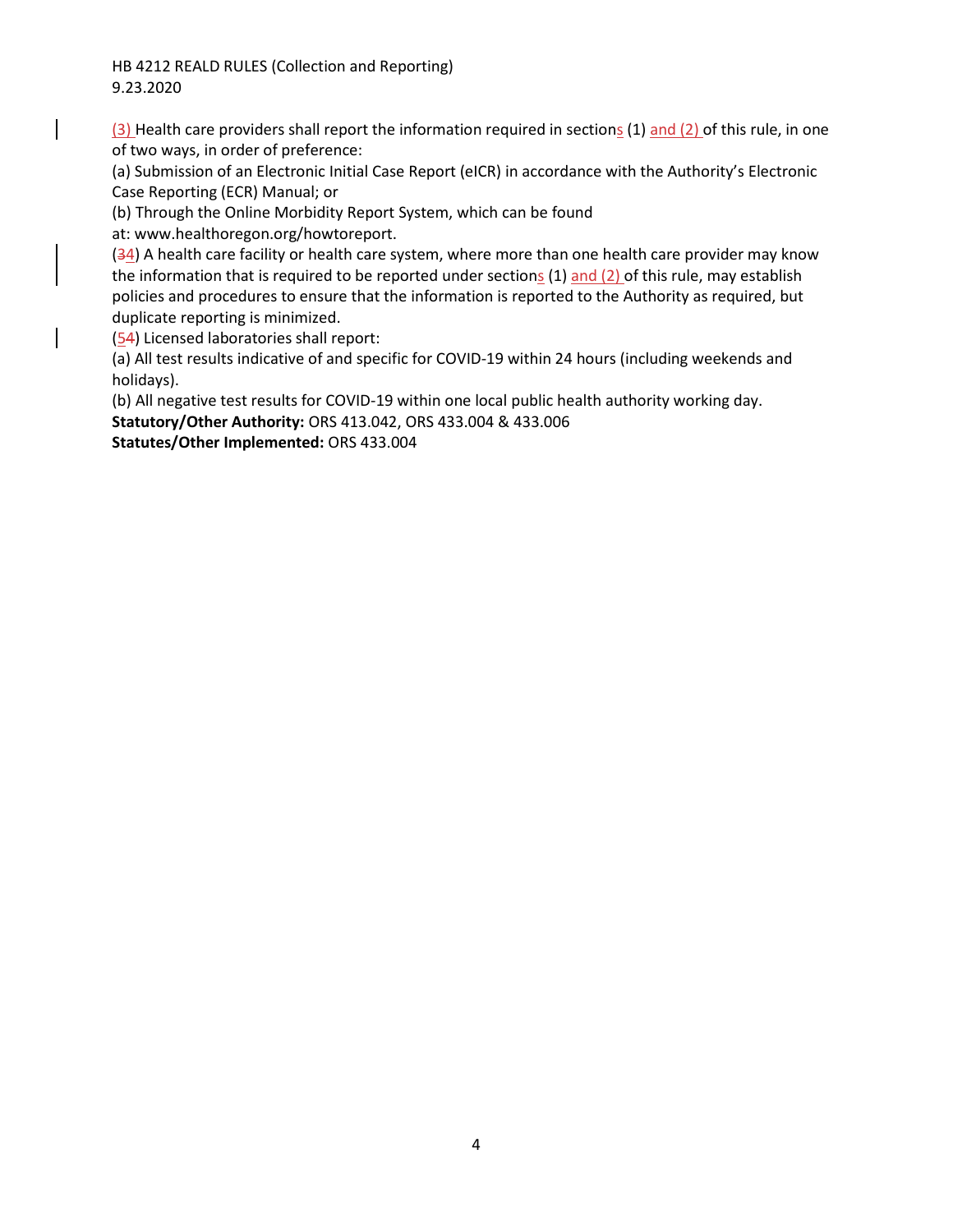(3) Health care providers shall report the information required in sections (1) and (2) of this rule, in one of two ways, in order of preference:

(a) Submission of an Electronic Initial Case Report (eICR) in accordance with the Authority's Electronic Case Reporting (ECR) Manual; or

(b) Through the Online Morbidity Report System, which can be found at: www.healthoregon.org/howtoreport.

(34) A health care facility or health care system, where more than one health care provider may know the information that is required to be reported under sections (1) and (2) of this rule, may establish policies and procedures to ensure that the information is reported to the Authority as required, but duplicate reporting is minimized.

(54) Licensed laboratories shall report:

(a) All test results indicative of and specific for COVID-19 within 24 hours (including weekends and holidays).

(b) All negative test results for COVID-19 within one local public health authority working day.

**Statutory/Other Authority:** ORS 413.042, ORS 433.004 & 433.006

**Statutes/Other Implemented:** ORS 433.004